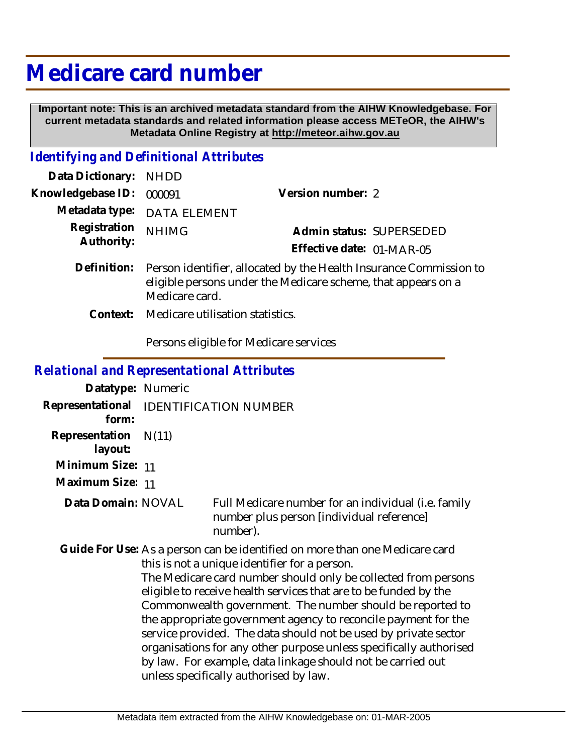# Medicare card number

**Important note: This is an archived metadata standard from the AIHW Knowledgebase. For current metadata standards and related information please access METeOR, the AIHW's Metadata Online Registry at http://meteor.aihw.gov.au**

## *Identifying and Definitional Attributes*

**Data Dictionary:** NHDD

**Knowledgebase ID:** 000091

**Version number:** 2

**Metadata type:** DATA ELEMENT

**Registration Authority:** NHIMG

**Admin status:** SUPERSEDED

**Effective date:** 01-MAR-05

**Definition:** Person identifier, allocated by the Health Insurance Commission to eligible persons under the Medicare scheme, that appears on a Medicare card.

**Context:** Medicare utilisation statistics.

Persons eligible for Medicare services

## *Relational and Representational Attributes*

**Datatype:** Numeric

**Representational form:** IDENTIFICATION NUMBER

**Representation layout:** N(11)

**Minimum Size:** 11

**Maximum Size:** 11

**Data Domain:** NOVAL — Full Medicare number for an individual (i.e. family number plus person [individual reference] number).

**Guide For Use:** As a person can be identified on more than one Medicare card this is not a unique identifier for a person.
The Medicare card number should only be collected from persons eligible to receive health services that are to be funded by the Commonwealth government. The number should be reported to the appropriate government agency to reconcile payment for the service provided. The data should not be used by private sector organisations for any other purpose unless specifically authorised by law. For example, data linkage should not be carried out unless specifically authorised by law.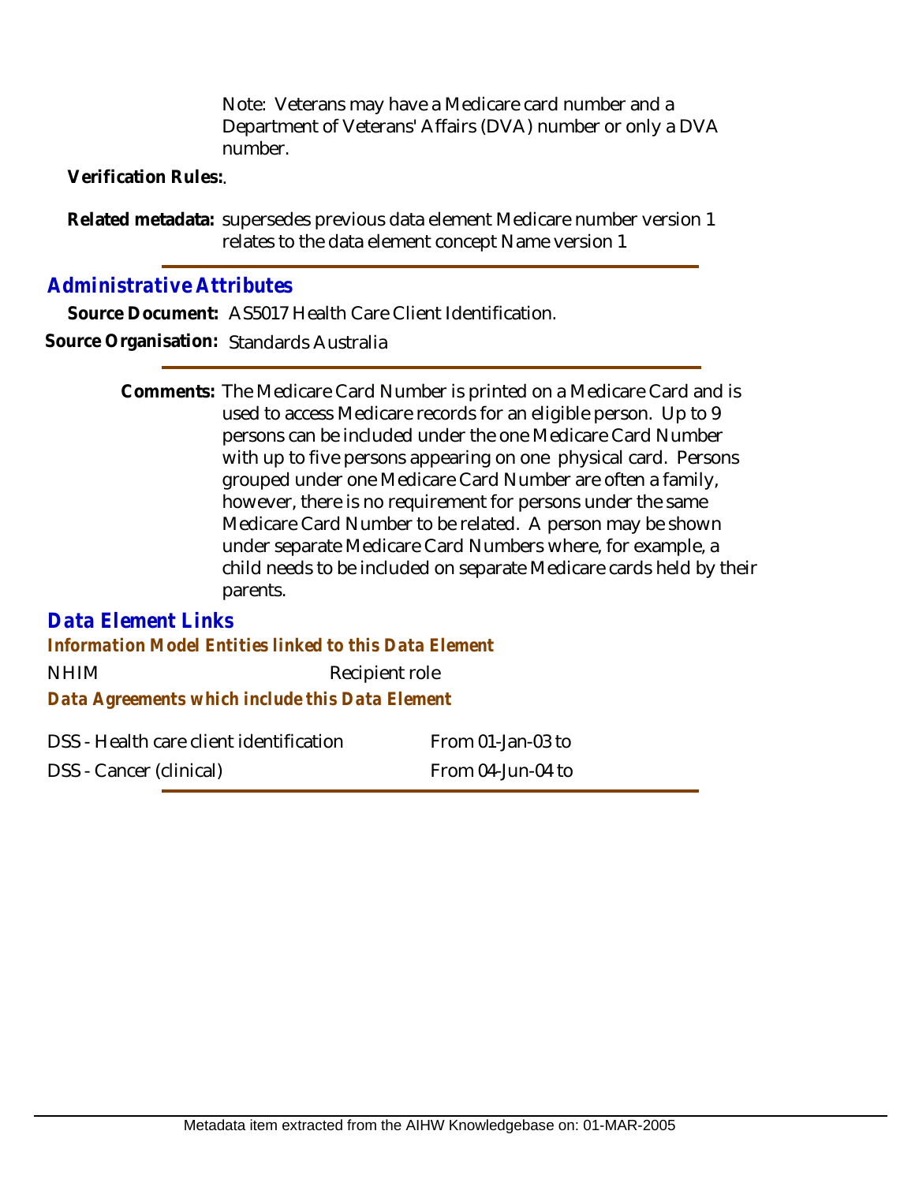Note: Veterans may have a Medicare card number and a Department of Veterans' Affairs (DVA) number or only a DVA number.

**Verification Rules:**.

**Related metadata:** supersedes previous data element Medicare number version 1
relates to the data element concept Name version 1

## Administrative Attributes

**Source Document:** AS5017 Health Care Client Identification.

**Source Organisation:** Standards Australia

**Comments:** The Medicare Card Number is printed on a Medicare Card and is used to access Medicare records for an eligible person. Up to 9 persons can be included under the one Medicare Card Number with up to five persons appearing on one physical card. Persons grouped under one Medicare Card Number are often a family, however, there is no requirement for persons under the same Medicare Card Number to be related. A person may be shown under separate Medicare Card Numbers where, for example, a child needs to be included on separate Medicare cards held by their parents.

## Data Element Links

### Information Model Entities linked to this Data Element

| | |
|---|---|
| NHIM | Recipient role |

### Data Agreements which include this Data Element

| | |
|---|---|
| DSS - Health care client identification | From 01-Jan-03 to |
| DSS - Cancer (clinical) | From 04-Jun-04 to |

Metadata item extracted from the AIHW Knowledgebase on: 01-MAR-2005